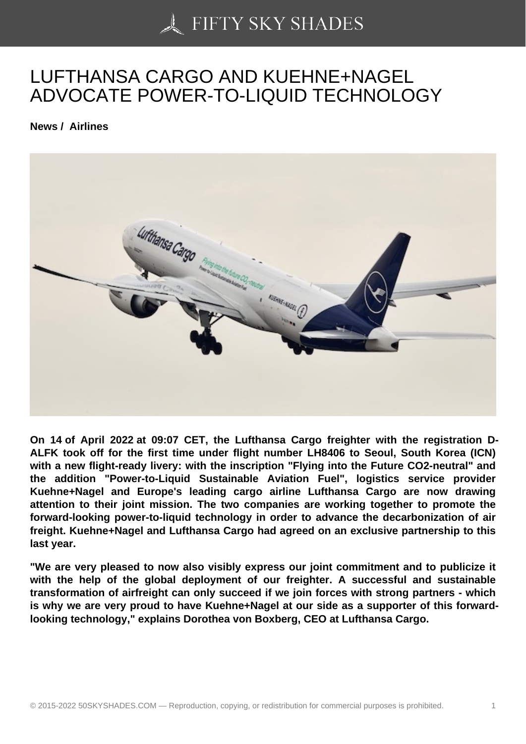# LUFTHANSA CARGO AND KUEHNE+NAGEL ADVOCATE POWER-TO-LIQUID TECHNOLOGY

**News / Airlines**

**On 14 of April 2022 at 09:07 CET, the Lufthansa Cargo freighter with the registration D-ALFK took off for the first time under flight number LH8406 to Seoul, South Korea (ICN) with a new flight-ready livery: with the inscription "Flying into the Future CO2-neutral" and the addition "Power-to-Liquid Sustainable Aviation Fuel", logistics service provider Kuehne+Nagel and Europe's leading cargo airline Lufthansa Cargo are now drawing attention to their joint mission. The two companies are working together to promote the forward-looking power-to-liquid technology in order to advance the decarbonization of air freight. Kuehne+Nagel and Lufthansa Cargo had agreed on an exclusive partnership to this last year.**

**"We are very pleased to now also visibly express our joint commitment and to publicize it with the help of the global deployment of our freighter. A successful and sustainable transformation of airfreight can only succeed if we join forces with strong partners - which is why we are very proud to have Kuehne+Nagel at our side as a supporter of this forward-looking technology," explains Dorothea von Boxberg, CEO at Lufthansa Cargo.**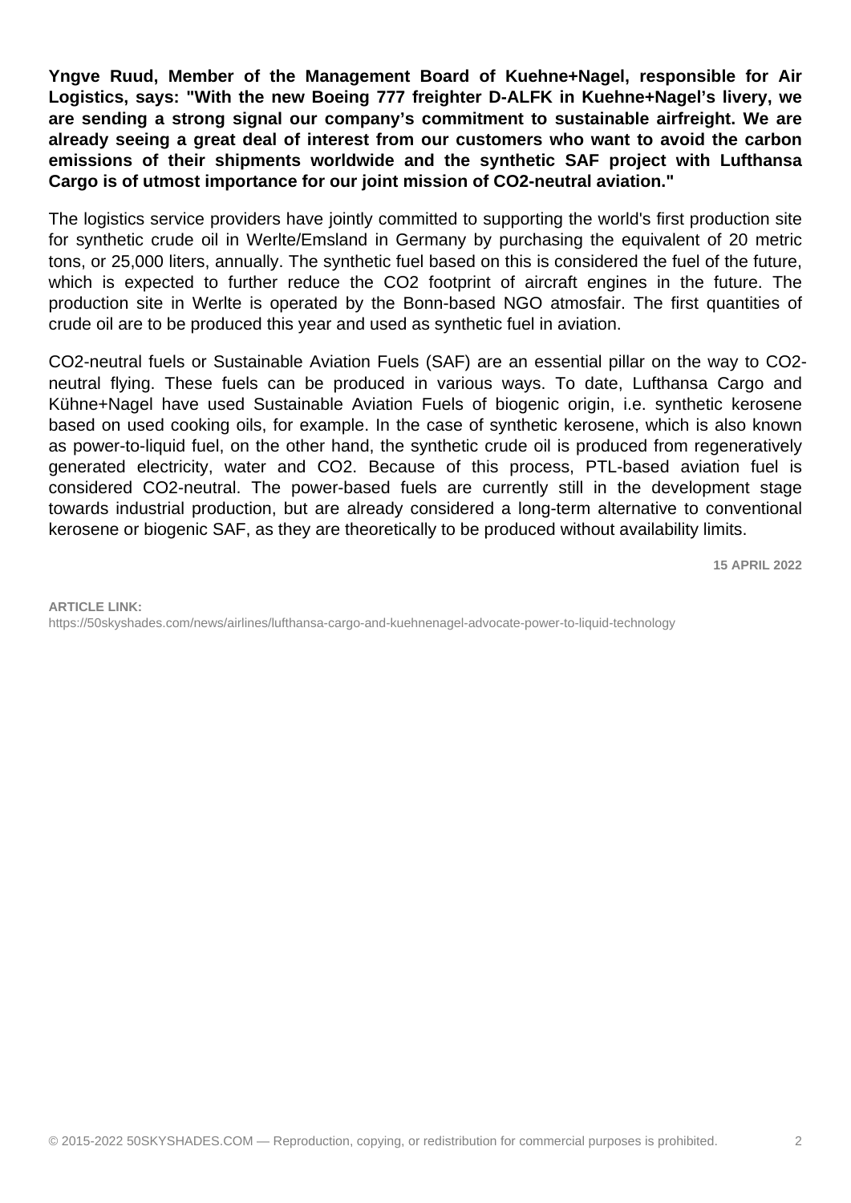**Yngve Ruud, Member of the Management Board of Kuehne+Nagel, responsible for Air Logistics, says: "With the new Boeing 777 freighter D-ALFK in Kuehne+Nagel's livery, we are sending a strong signal our company's commitment to sustainable airfreight. We are already seeing a great deal of interest from our customers who want to avoid the carbon emissions of their shipments worldwide and the synthetic SAF project with Lufthansa Cargo is of utmost importance for our joint mission of $CO_2$-neutral aviation."**

The logistics service providers have jointly committed to supporting the world's first production site for synthetic crude oil in Werlte/Emsland in Germany by purchasing the equivalent of 20 metric tons, or 25,000 liters, annually. The synthetic fuel based on this is considered the fuel of the future, which is expected to further reduce the $CO_2$ footprint of aircraft engines in the future. The production site in Werlte is operated by the Bonn-based NGO atmosfair. The first quantities of crude oil are to be produced this year and used as synthetic fuel in aviation.

$CO_2$-neutral fuels or Sustainable Aviation Fuels (SAF) are an essential pillar on the way to $CO_2$-neutral flying. These fuels can be produced in various ways. To date, Lufthansa Cargo and Kühne+Nagel have used Sustainable Aviation Fuels of biogenic origin, i.e. synthetic kerosene based on used cooking oils, for example. In the case of synthetic kerosene, which is also known as power-to-liquid fuel, on the other hand, the synthetic crude oil is produced from regeneratively generated electricity, water and $CO_2$. Because of this process, PTL-based aviation fuel is considered $CO_2$-neutral. The power-based fuels are currently still in the development stage towards industrial production, but are already considered a long-term alternative to conventional kerosene or biogenic SAF, as they are theoretically to be produced without availability limits.

**15 APRIL 2022**

**ARTICLE LINK:**
https://50skyshades.com/news/airlines/lufthansa-cargo-and-kuehnenagel-advocate-power-to-liquid-technology